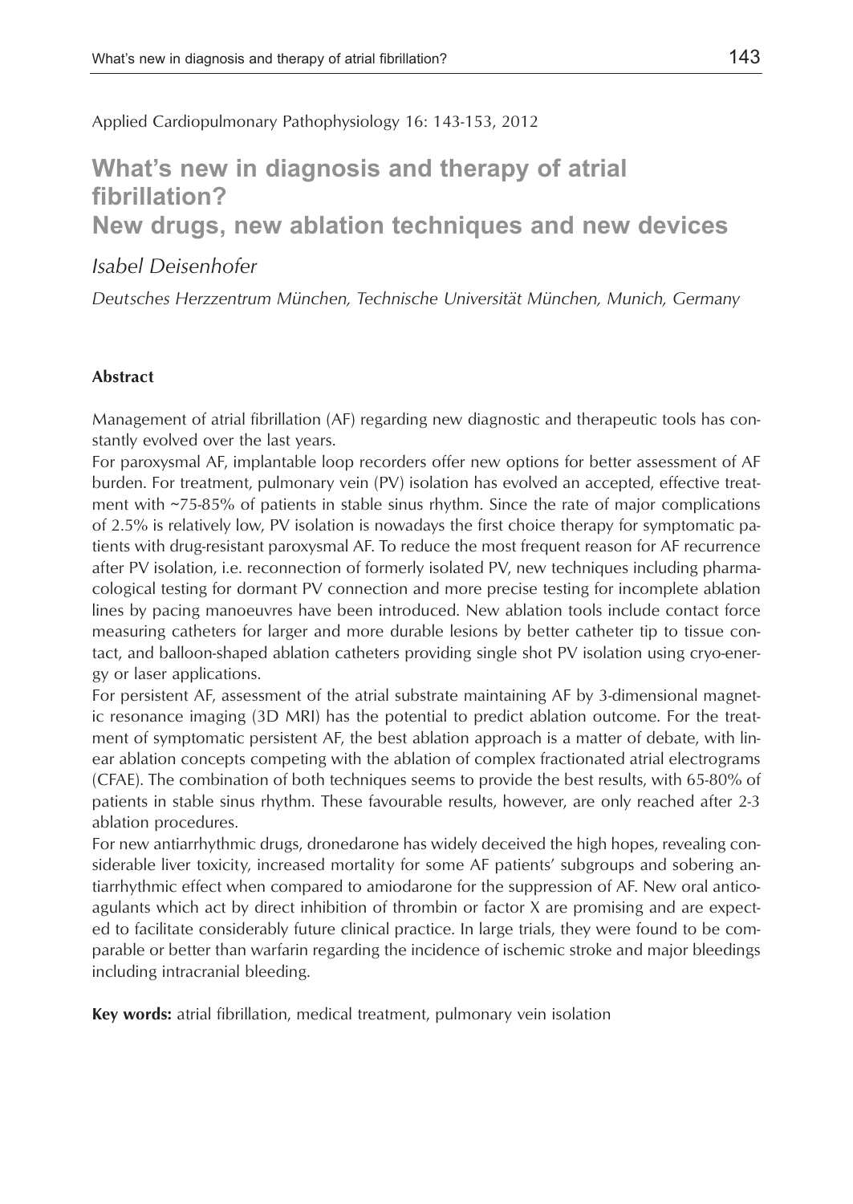Applied Cardiopulmonary Pathophysiology 16: 143-153, 2012

# What's new in diagnosis and therapy of atrial fibrillation? New drugs, new ablation techniques and new devices

*Isabel Deisenhofer*

*Deutsches Herzzentrum München, Technische Universität München, Munich, Germany*

## Abstract

Management of atrial fibrillation (AF) regarding new diagnostic and therapeutic tools has constantly evolved over the last years.

For paroxysmal AF, implantable loop recorders offer new options for better assessment of AF burden. For treatment, pulmonary vein (PV) isolation has evolved an accepted, effective treatment with ~75-85% of patients in stable sinus rhythm. Since the rate of major complications of 2.5% is relatively low, PV isolation is nowadays the first choice therapy for symptomatic patients with drug-resistant paroxysmal AF. To reduce the most frequent reason for AF recurrence after PV isolation, i.e. reconnection of formerly isolated PV, new techniques including pharmacological testing for dormant PV connection and more precise testing for incomplete ablation lines by pacing manoeuvres have been introduced. New ablation tools include contact force measuring catheters for larger and more durable lesions by better catheter tip to tissue contact, and balloon-shaped ablation catheters providing single shot PV isolation using cryo-energy or laser applications.

For persistent AF, assessment of the atrial substrate maintaining AF by 3-dimensional magnetic resonance imaging (3D MRI) has the potential to predict ablation outcome. For the treatment of symptomatic persistent AF, the best ablation approach is a matter of debate, with linear ablation concepts competing with the ablation of complex fractionated atrial electrograms (CFAE). The combination of both techniques seems to provide the best results, with 65-80% of patients in stable sinus rhythm. These favourable results, however, are only reached after 2-3 ablation procedures.

For new antiarrhythmic drugs, dronedarone has widely deceived the high hopes, revealing considerable liver toxicity, increased mortality for some AF patients' subgroups and sobering antiarrhythmic effect when compared to amiodarone for the suppression of AF. New oral anticoagulants which act by direct inhibition of thrombin or factor X are promising and are expected to facilitate considerably future clinical practice. In large trials, they were found to be comparable or better than warfarin regarding the incidence of ischemic stroke and major bleedings including intracranial bleeding.

**Key words:** atrial fibrillation, medical treatment, pulmonary vein isolation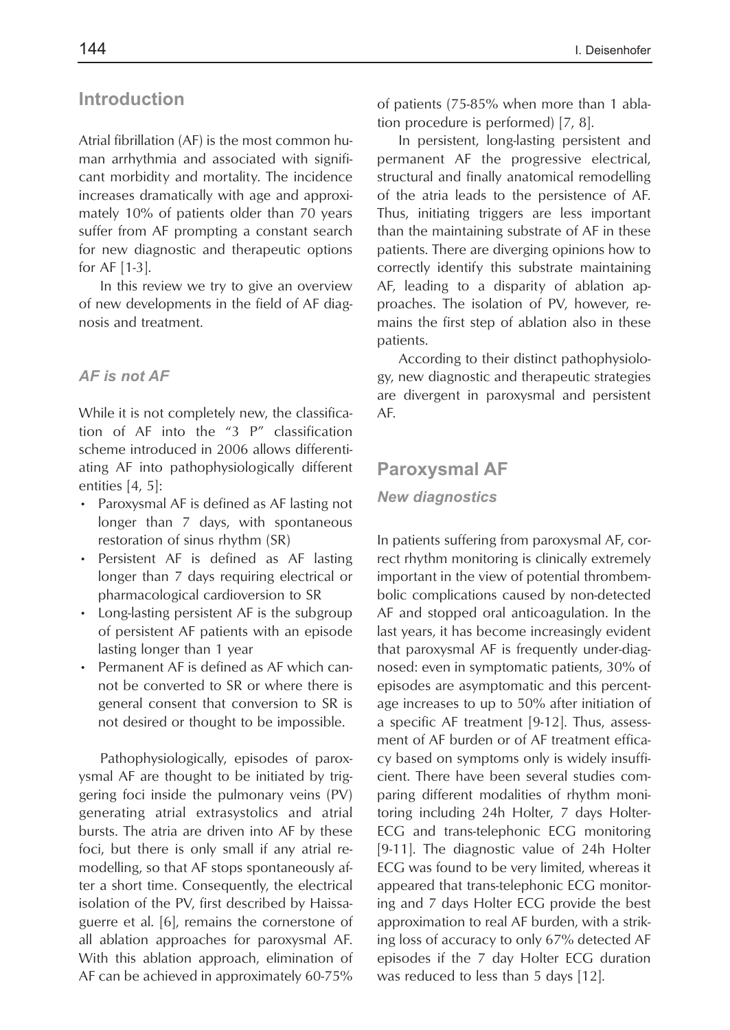## Introduction

Atrial fibrillation (AF) is the most common human arrhythmia and associated with significant morbidity and mortality. The incidence increases dramatically with age and approximately 10% of patients older than 70 years suffer from AF prompting a constant search for new diagnostic and therapeutic options for AF [1-3].

In this review we try to give an overview of new developments in the field of AF diagnosis and treatment.

### *AF is not AF*

While it is not completely new, the classification of AF into the "3 P" classification scheme introduced in 2006 allows differentiating AF into pathophysiologically different entities [4, 5]:

- Paroxysmal AF is defined as AF lasting not longer than 7 days, with spontaneous restoration of sinus rhythm (SR)
- Persistent AF is defined as AF lasting longer than 7 days requiring electrical or pharmacological cardioversion to SR
- Long-lasting persistent AF is the subgroup of persistent AF patients with an episode lasting longer than 1 year
- Permanent AF is defined as AF which cannot be converted to SR or where there is general consent that conversion to SR is not desired or thought to be impossible.

Pathophysiologically, episodes of paroxysmal AF are thought to be initiated by triggering foci inside the pulmonary veins (PV) generating atrial extrasystolics and atrial bursts. The atria are driven into AF by these foci, but there is only small if any atrial remodelling, so that AF stops spontaneously after a short time. Consequently, the electrical isolation of the PV, first described by Haissaguerre et al. [6], remains the cornerstone of all ablation approaches for paroxysmal AF. With this ablation approach, elimination of AF can be achieved in approximately 60-75% of patients (75-85% when more than 1 ablation procedure is performed) [7, 8].

In persistent, long-lasting persistent and permanent AF the progressive electrical, structural and finally anatomical remodelling of the atria leads to the persistence of AF. Thus, initiating triggers are less important than the maintaining substrate of AF in these patients. There are diverging opinions how to correctly identify this substrate maintaining AF, leading to a disparity of ablation approaches. The isolation of PV, however, remains the first step of ablation also in these patients.

According to their distinct pathophysiology, new diagnostic and therapeutic strategies are divergent in paroxysmal and persistent AF.

## Paroxysmal AF

### *New diagnostics*

In patients suffering from paroxysmal AF, correct rhythm monitoring is clinically extremely important in the view of potential thromboembolic complications caused by non-detected AF and stopped oral anticoagulation. In the last years, it has become increasingly evident that paroxysmal AF is frequently under-diagnosed: even in symptomatic patients, 30% of episodes are asymptomatic and this percentage increases to up to 50% after initiation of a specific AF treatment [9-12]. Thus, assessment of AF burden or of AF treatment efficacy based on symptoms only is widely insufficient. There have been several studies comparing different modalities of rhythm monitoring including 24h Holter, 7 days Holter-ECG and trans-telephonic ECG monitoring [9-11]. The diagnostic value of 24h Holter ECG was found to be very limited, whereas it appeared that trans-telephonic ECG monitoring and 7 days Holter ECG provide the best approximation to real AF burden, with a striking loss of accuracy to only 67% detected AF episodes if the 7 day Holter ECG duration was reduced to less than 5 days [12].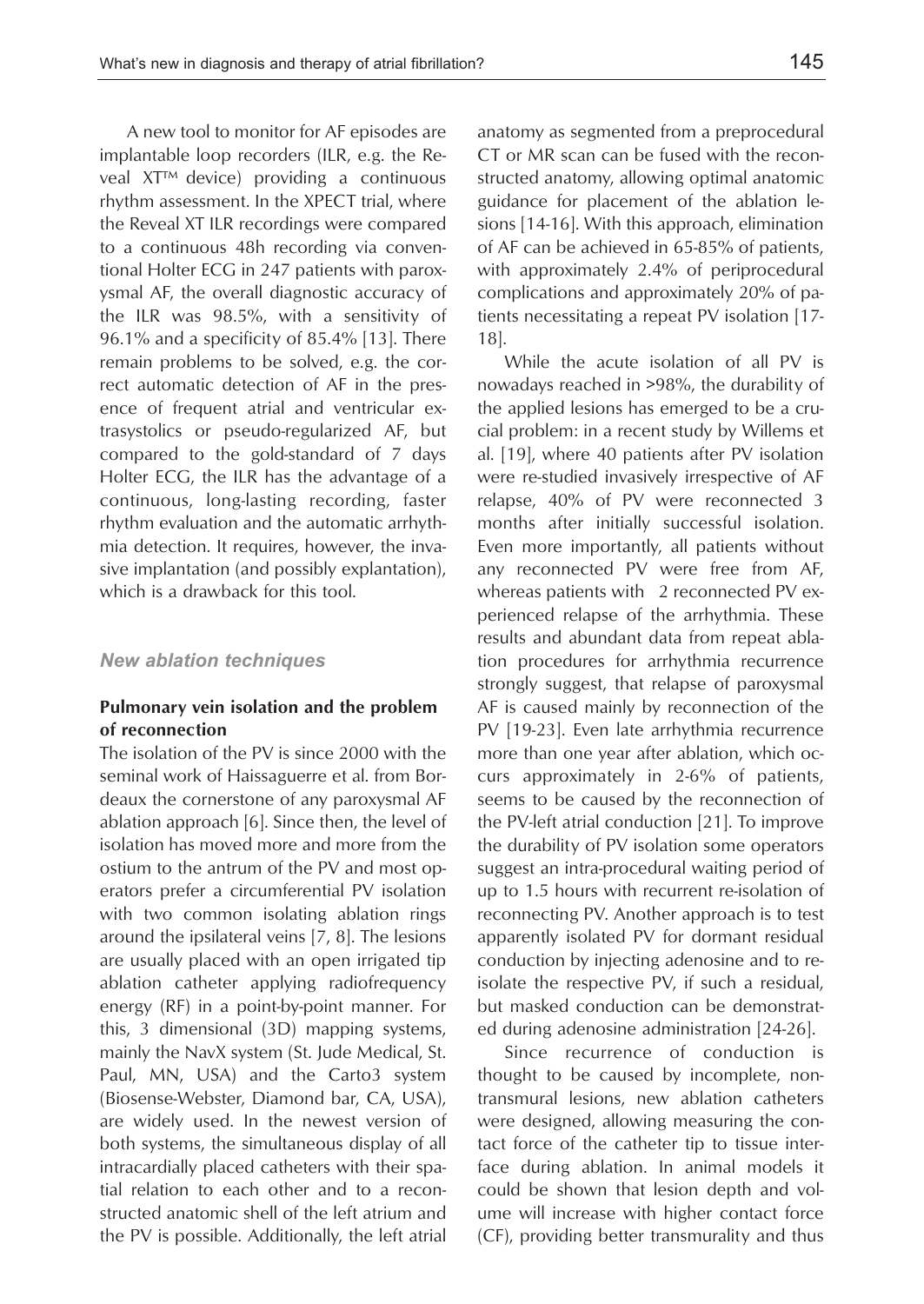A new tool to monitor for AF episodes are implantable loop recorders (ILR, e.g. the Reveal XT™ device) providing a continuous rhythm assessment. In the XPECT trial, where the Reveal XT ILR recordings were compared to a continuous 48h recording via conventional Holter ECG in 247 patients with paroxysmal AF, the overall diagnostic accuracy of the ILR was 98.5%, with a sensitivity of 96.1% and a specificity of 85.4% [13]. There remain problems to be solved, e.g. the correct automatic detection of AF in the presence of frequent atrial and ventricular extrasystolics or pseudo-regularized AF, but compared to the gold-standard of 7 days Holter ECG, the ILR has the advantage of a continuous, long-lasting recording, faster rhythm evaluation and the automatic arrhythmia detection. It requires, however, the invasive implantation (and possibly explantation), which is a drawback for this tool.

### *New ablation techniques*

#### Pulmonary vein isolation and the problem of reconnection

The isolation of the PV is since 2000 with the seminal work of Haissaguerre et al. from Bordeaux the cornerstone of any paroxysmal AF ablation approach [6]. Since then, the level of isolation has moved more and more from the ostium to the antrum of the PV and most operators prefer a circumferential PV isolation with two common isolating ablation rings around the ipsilateral veins [7, 8]. The lesions are usually placed with an open irrigated tip ablation catheter applying radiofrequency energy (RF) in a point-by-point manner. For this, 3 dimensional (3D) mapping systems, mainly the NavX system (St. Jude Medical, St. Paul, MN, USA) and the Carto3 system (Biosense-Webster, Diamond bar, CA, USA), are widely used. In the newest version of both systems, the simultaneous display of all intracardially placed catheters with their spatial relation to each other and to a reconstructed anatomic shell of the left atrium and the PV is possible. Additionally, the left atrial anatomy as segmented from a preprocedural CT or MR scan can be fused with the reconstructed anatomy, allowing optimal anatomic guidance for placement of the ablation lesions [14-16]. With this approach, elimination of AF can be achieved in 65-85% of patients, with approximately 2.4% of periprocedural complications and approximately 20% of patients necessitating a repeat PV isolation [17-18].

While the acute isolation of all PV is nowadays reached in >98%, the durability of the applied lesions has emerged to be a crucial problem: in a recent study by Willems et al. [19], where 40 patients after PV isolation were re-studied invasively irrespective of AF relapse, 40% of PV were reconnected 3 months after initially successful isolation. Even more importantly, all patients without any reconnected PV were free from AF, whereas patients with 2 reconnected PV experienced relapse of the arrhythmia. These results and abundant data from repeat ablation procedures for arrhythmia recurrence strongly suggest, that relapse of paroxysmal AF is caused mainly by reconnection of the PV [19-23]. Even late arrhythmia recurrence more than one year after ablation, which occurs approximately in 2-6% of patients, seems to be caused by the reconnection of the PV-left atrial conduction [21]. To improve the durability of PV isolation some operators suggest an intra-procedural waiting period of up to 1.5 hours with recurrent re-isolation of reconnecting PV. Another approach is to test apparently isolated PV for dormant residual conduction by injecting adenosine and to re-isolate the respective PV, if such a residual, but masked conduction can be demonstrated during adenosine administration [24-26].

Since recurrence of conduction is thought to be caused by incomplete, non-transmural lesions, new ablation catheters were designed, allowing measuring the contact force of the catheter tip to tissue interface during ablation. In animal models it could be shown that lesion depth and volume will increase with higher contact force (CF), providing better transmurality and thus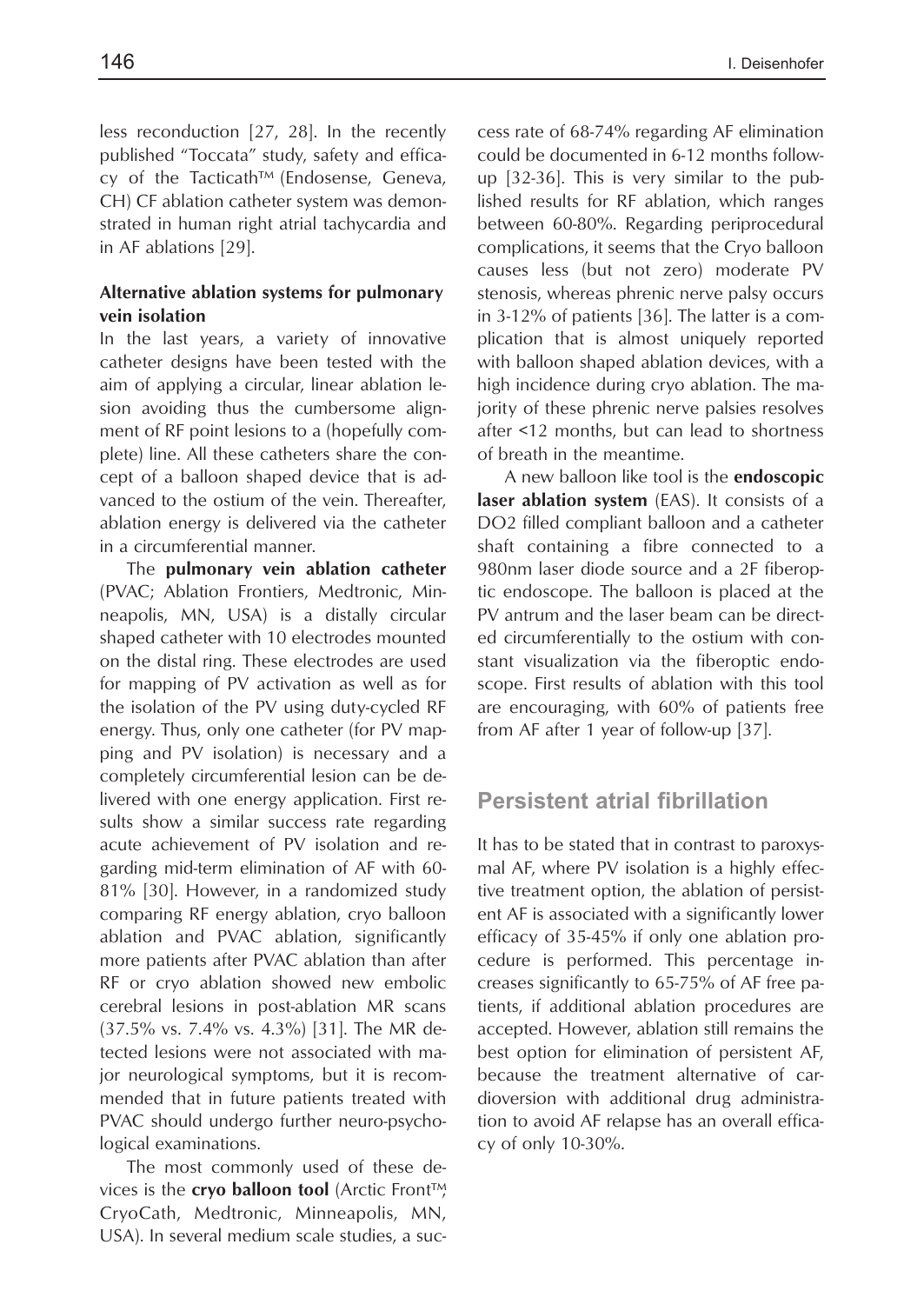less reconduction [27, 28]. In the recently published "Toccata" study, safety and efficacy of the Tacticath™ (Endosense, Geneva, CH) CF ablation catheter system was demonstrated in human right atrial tachycardia and in AF ablations [29].

**Alternative ablation systems for pulmonary vein isolation**

In the last years, a variety of innovative catheter designs have been tested with the aim of applying a circular, linear ablation lesion avoiding thus the cumbersome alignment of RF point lesions to a (hopefully complete) line. All these catheters share the concept of a balloon shaped device that is advanced to the ostium of the vein. Thereafter, ablation energy is delivered via the catheter in a circumferential manner.

The **pulmonary vein ablation catheter** (PVAC; Ablation Frontiers, Medtronic, Minneapolis, MN, USA) is a distally circular shaped catheter with 10 electrodes mounted on the distal ring. These electrodes are used for mapping of PV activation as well as for the isolation of the PV using duty-cycled RF energy. Thus, only one catheter (for PV mapping and PV isolation) is necessary and a completely circumferential lesion can be delivered with one energy application. First results show a similar success rate regarding acute achievement of PV isolation and regarding mid-term elimination of AF with 60-81% [30]. However, in a randomized study comparing RF energy ablation, cryo balloon ablation and PVAC ablation, significantly more patients after PVAC ablation than after RF or cryo ablation showed new embolic cerebral lesions in post-ablation MR scans (37.5% vs. 7.4% vs. 4.3%) [31]. The MR detected lesions were not associated with major neurological symptoms, but it is recommended that in future patients treated with PVAC should undergo further neuro-psychological examinations.

The most commonly used of these devices is the **cryo balloon tool** (Arctic Front™, CryoCath, Medtronic, Minneapolis, MN, USA). In several medium scale studies, a success rate of 68-74% regarding AF elimination could be documented in 6-12 months follow-up [32-36]. This is very similar to the published results for RF ablation, which ranges between 60-80%. Regarding periprocedural complications, it seems that the Cryo balloon causes less (but not zero) moderate PV stenosis, whereas phrenic nerve palsy occurs in 3-12% of patients [36]. The latter is a complication that is almost uniquely reported with balloon shaped ablation devices, with a high incidence during cryo ablation. The majority of these phrenic nerve palsies resolves after <12 months, but can lead to shortness of breath in the meantime.

A new balloon like tool is the **endoscopic laser ablation system** (EAS). It consists of a DO2 filled compliant balloon and a catheter shaft containing a fibre connected to a 980nm laser diode source and a 2F fiberoptic endoscope. The balloon is placed at the PV antrum and the laser beam can be directed circumferentially to the ostium with constant visualization via the fiberoptic endoscope. First results of ablation with this tool are encouraging, with 60% of patients free from AF after 1 year of follow-up [37].

## Persistent atrial fibrillation

It has to be stated that in contrast to paroxysmal AF, where PV isolation is a highly effective treatment option, the ablation of persistent AF is associated with a significantly lower efficacy of 35-45% if only one ablation procedure is performed. This percentage increases significantly to 65-75% of AF free patients, if additional ablation procedures are accepted. However, ablation still remains the best option for elimination of persistent AF, because the treatment alternative of cardioversion with additional drug administration to avoid AF relapse has an overall efficacy of only 10-30%.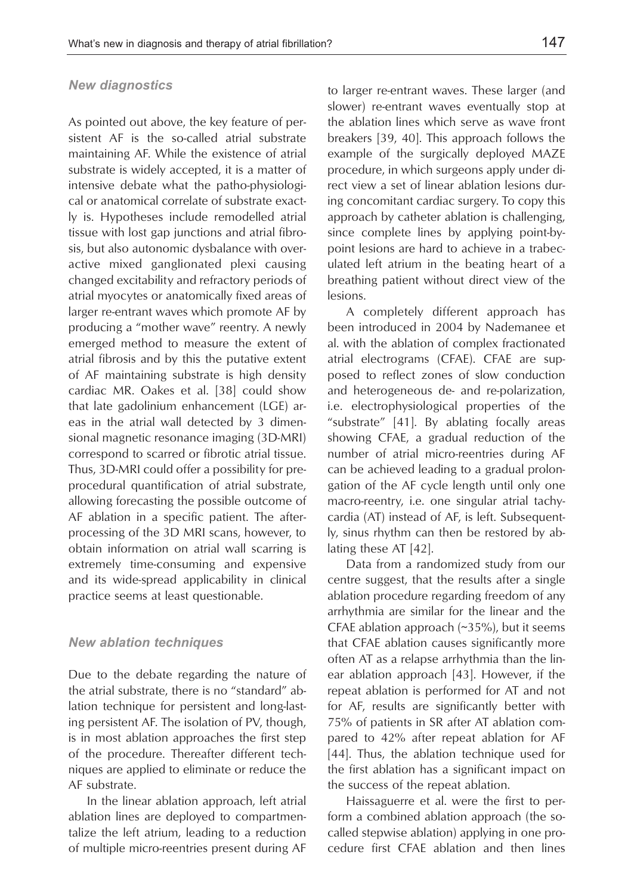### *New diagnostics*

As pointed out above, the key feature of persistent AF is the so-called atrial substrate maintaining AF. While the existence of atrial substrate is widely accepted, it is a matter of intensive debate what the patho-physiological or anatomical correlate of substrate exactly is. Hypotheses include remodelled atrial tissue with lost gap junctions and atrial fibrosis, but also autonomic dysbalance with overactive mixed ganglionated plexi causing changed excitability and refractory periods of atrial myocytes or anatomically fixed areas of larger re-entrant waves which promote AF by producing a "mother wave" reentry. A newly emerged method to measure the extent of atrial fibrosis and by this the putative extent of AF maintaining substrate is high density cardiac MR. Oakes et al. [38] could show that late gadolinium enhancement (LGE) areas in the atrial wall detected by 3 dimensional magnetic resonance imaging (3D-MRI) correspond to scarred or fibrotic atrial tissue. Thus, 3D-MRI could offer a possibility for pre-procedural quantification of atrial substrate, allowing forecasting the possible outcome of AF ablation in a specific patient. The after-processing of the 3D MRI scans, however, to obtain information on atrial wall scarring is extremely time-consuming and expensive and its wide-spread applicability in clinical practice seems at least questionable.

### *New ablation techniques*

Due to the debate regarding the nature of the atrial substrate, there is no "standard" ablation technique for persistent and long-lasting persistent AF. The isolation of PV, though, is in most ablation approaches the first step of the procedure. Thereafter different techniques are applied to eliminate or reduce the AF substrate.

In the linear ablation approach, left atrial ablation lines are deployed to compartmentalize the left atrium, leading to a reduction of multiple micro-reentries present during AF to larger re-entrant waves. These larger (and slower) re-entrant waves eventually stop at the ablation lines which serve as wave front breakers [39, 40]. This approach follows the example of the surgically deployed MAZE procedure, in which surgeons apply under direct view a set of linear ablation lesions during concomitant cardiac surgery. To copy this approach by catheter ablation is challenging, since complete lines by applying point-by-point lesions are hard to achieve in a trabeculated left atrium in the beating heart of a breathing patient without direct view of the lesions.

A completely different approach has been introduced in 2004 by Nademanee et al. with the ablation of complex fractionated atrial electrograms (CFAE). CFAE are supposed to reflect zones of slow conduction and heterogeneous de- and re-polarization, i.e. electrophysiological properties of the "substrate" [41]. By ablating focally areas showing CFAE, a gradual reduction of the number of atrial micro-reentries during AF can be achieved leading to a gradual prolongation of the AF cycle length until only one macro-reentry, i.e. one singular atrial tachycardia (AT) instead of AF, is left. Subsequently, sinus rhythm can then be restored by ablating these AT [42].

Data from a randomized study from our centre suggest, that the results after a single ablation procedure regarding freedom of any arrhythmia are similar for the linear and the CFAE ablation approach (~35%), but it seems that CFAE ablation causes significantly more often AT as a relapse arrhythmia than the linear ablation approach [43]. However, if the repeat ablation is performed for AT and not for AF, results are significantly better with 75% of patients in SR after AT ablation compared to 42% after repeat ablation for AF [44]. Thus, the ablation technique used for the first ablation has a significant impact on the success of the repeat ablation.

Haissaguerre et al. were the first to perform a combined ablation approach (the so-called stepwise ablation) applying in one procedure first CFAE ablation and then lines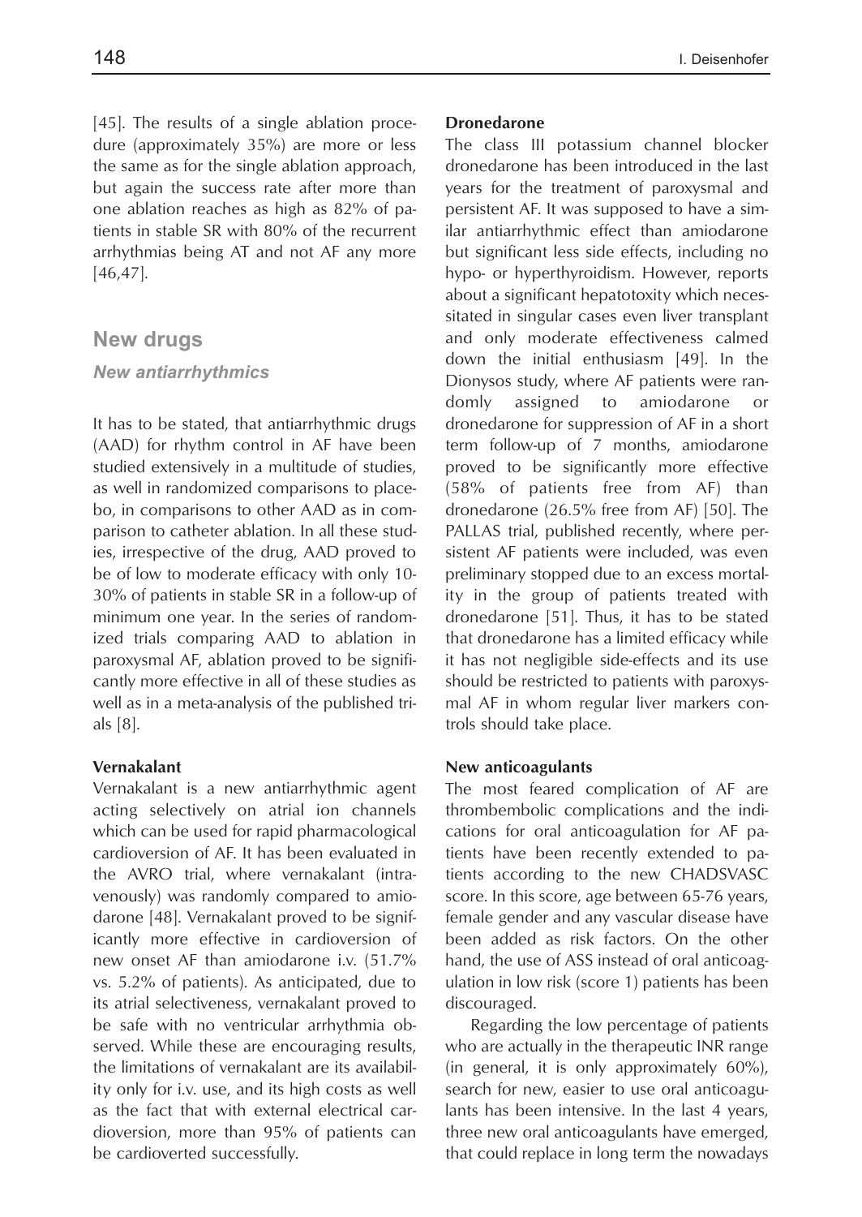[45]. The results of a single ablation procedure (approximately 35%) are more or less the same as for the single ablation approach, but again the success rate after more than one ablation reaches as high as 82% of patients in stable SR with 80% of the recurrent arrhythmias being AT and not AF any more [46,47].

## New drugs

### *New antiarrhythmics*

It has to be stated, that antiarrhythmic drugs (AAD) for rhythm control in AF have been studied extensively in a multitude of studies, as well in randomized comparisons to placebo, in comparisons to other AAD as in comparison to catheter ablation. In all these studies, irrespective of the drug, AAD proved to be of low to moderate efficacy with only 10-30% of patients in stable SR in a follow-up of minimum one year. In the series of randomized trials comparing AAD to ablation in paroxysmal AF, ablation proved to be significantly more effective in all of these studies as well as in a meta-analysis of the published trials [8].

**Vernakalant**

Vernakalant is a new antiarrhythmic agent acting selectively on atrial ion channels which can be used for rapid pharmacological cardioversion of AF. It has been evaluated in the AVRO trial, where vernakalant (intravenously) was randomly compared to amiodarone [48]. Vernakalant proved to be significantly more effective in cardioversion of new onset AF than amiodarone i.v. (51.7% vs. 5.2% of patients). As anticipated, due to its atrial selectiveness, vernakalant proved to be safe with no ventricular arrhythmia observed. While these are encouraging results, the limitations of vernakalant are its availability only for i.v. use, and its high costs as well as the fact that with external electrical cardioversion, more than 95% of patients can be cardioverted successfully.

**Dronedarone**

The class III potassium channel blocker dronedarone has been introduced in the last years for the treatment of paroxysmal and persistent AF. It was supposed to have a similar antiarrhythmic effect than amiodarone but significant less side effects, including no hypo- or hyperthyroidism. However, reports about a significant hepatotoxity which necessitated in singular cases even liver transplant and only moderate effectiveness calmed down the initial enthusiasm [49]. In the Dionysos study, where AF patients were randomly assigned to amiodarone or dronedarone for suppression of AF in a short term follow-up of 7 months, amiodarone proved to be significantly more effective (58% of patients free from AF) than dronedarone (26.5% free from AF) [50]. The PALLAS trial, published recently, where persistent AF patients were included, was even preliminary stopped due to an excess mortality in the group of patients treated with dronedarone [51]. Thus, it has to be stated that dronedarone has a limited efficacy while it has not negligible side-effects and its use should be restricted to patients with paroxysmal AF in whom regular liver markers controls should take place.

**New anticoagulants**

The most feared complication of AF are thrombembolic complications and the indications for oral anticoagulation for AF patients have been recently extended to patients according to the new CHADSVASC score. In this score, age between 65-76 years, female gender and any vascular disease have been added as risk factors. On the other hand, the use of ASS instead of oral anticoagulation in low risk (score 1) patients has been discouraged.

Regarding the low percentage of patients who are actually in the therapeutic INR range (in general, it is only approximately 60%), search for new, easier to use oral anticoagulants has been intensive. In the last 4 years, three new oral anticoagulants have emerged, that could replace in long term the nowadays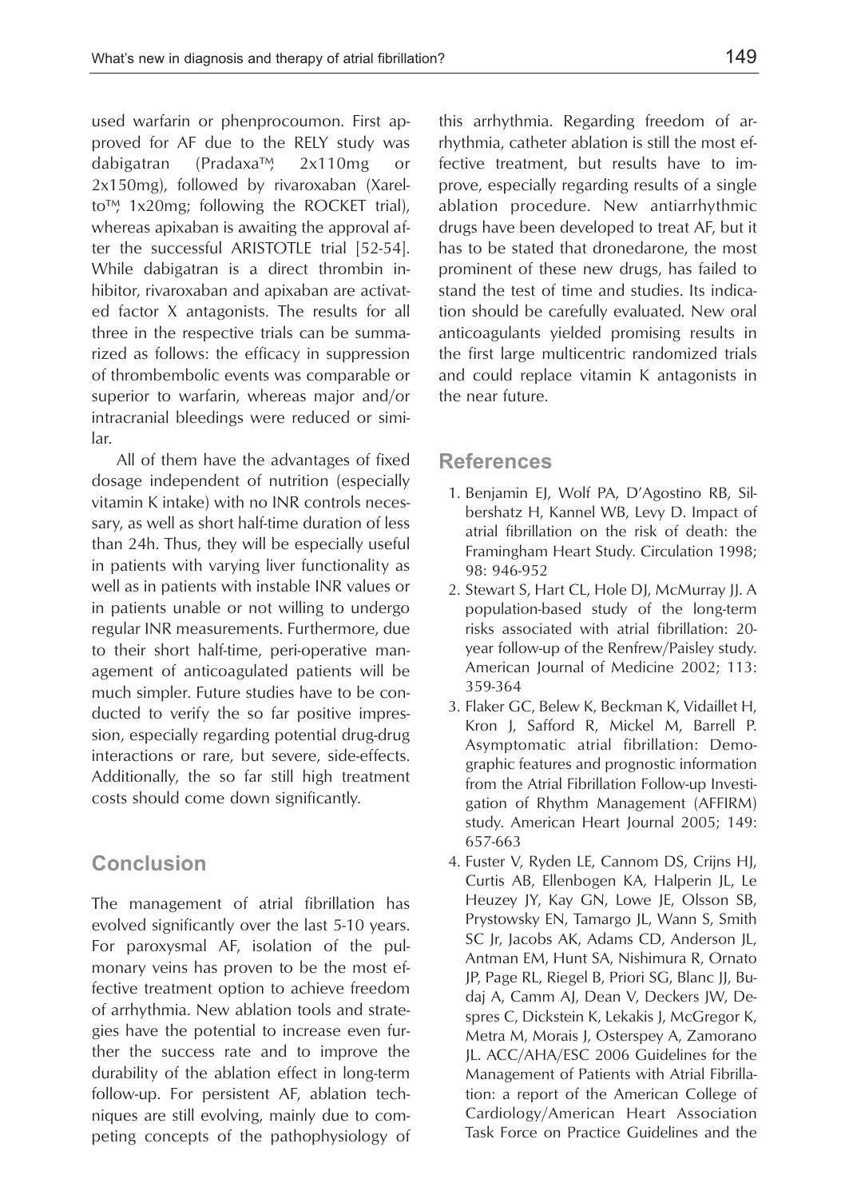used warfarin or phenprocoumon. First approved for AF due to the RELY study was dabigatran (Pradaxa™, 2x110mg or 2x150mg), followed by rivaroxaban (Xarelto™, 1x20mg; following the ROCKET trial), whereas apixaban is awaiting the approval after the successful ARISTOTLE trial [52-54]. While dabigatran is a direct thrombin inhibitor, rivaroxaban and apixaban are activated factor X antagonists. The results for all three in the respective trials can be summarized as follows: the efficacy in suppression of thrombembolic events was comparable or superior to warfarin, whereas major and/or intracranial bleedings were reduced or similar.

All of them have the advantages of fixed dosage independent of nutrition (especially vitamin K intake) with no INR controls necessary, as well as short half-time duration of less than 24h. Thus, they will be especially useful in patients with varying liver functionality as well as in patients with instable INR values or in patients unable or not willing to undergo regular INR measurements. Furthermore, due to their short half-time, peri-operative management of anticoagulated patients will be much simpler. Future studies have to be conducted to verify the so far positive impression, especially regarding potential drug-drug interactions or rare, but severe, side-effects. Additionally, the so far still high treatment costs should come down significantly.

## Conclusion

The management of atrial fibrillation has evolved significantly over the last 5-10 years. For paroxysmal AF, isolation of the pulmonary veins has proven to be the most effective treatment option to achieve freedom of arrhythmia. New ablation tools and strategies have the potential to increase even further the success rate and to improve the durability of the ablation effect in long-term follow-up. For persistent AF, ablation techniques are still evolving, mainly due to competing concepts of the pathophysiology of this arrhythmia. Regarding freedom of arrhythmia, catheter ablation is still the most effective treatment, but results have to improve, especially regarding results of a single ablation procedure. New antiarrhythmic drugs have been developed to treat AF, but it has to be stated that dronedarone, the most prominent of these new drugs, has failed to stand the test of time and studies. Its indication should be carefully evaluated. New oral anticoagulants yielded promising results in the first large multicentric randomized trials and could replace vitamin K antagonists in the near future.

## References

1. Benjamin EJ, Wolf PA, D'Agostino RB, Silbershatz H, Kannel WB, Levy D. Impact of atrial fibrillation on the risk of death: the Framingham Heart Study. Circulation 1998; 98: 946-952
2. Stewart S, Hart CL, Hole DJ, McMurray JJ. A population-based study of the long-term risks associated with atrial fibrillation: 20-year follow-up of the Renfrew/Paisley study. American Journal of Medicine 2002; 113: 359-364
3. Flaker GC, Belew K, Beckman K, Vidaillet H, Kron J, Safford R, Mickel M, Barrell P. Asymptomatic atrial fibrillation: Demographic features and prognostic information from the Atrial Fibrillation Follow-up Investigation of Rhythm Management (AFFIRM) study. American Heart Journal 2005; 149: 657-663
4. Fuster V, Ryden LE, Cannom DS, Crijns HJ, Curtis AB, Ellenbogen KA, Halperin JL, Le Heuzey JY, Kay GN, Lowe JE, Olsson SB, Prystowsky EN, Tamargo JL, Wann S, Smith SC Jr, Jacobs AK, Adams CD, Anderson JL, Antman EM, Hunt SA, Nishimura R, Ornato JP, Page RL, Riegel B, Priori SG, Blanc JJ, Budaj A, Camm AJ, Dean V, Deckers JW, Despres C, Dickstein K, Lekakis J, McGregor K, Metra M, Morais J, Osterspey A, Zamorano JL. ACC/AHA/ESC 2006 Guidelines for the Management of Patients with Atrial Fibrillation: a report of the American College of Cardiology/American Heart Association Task Force on Practice Guidelines and the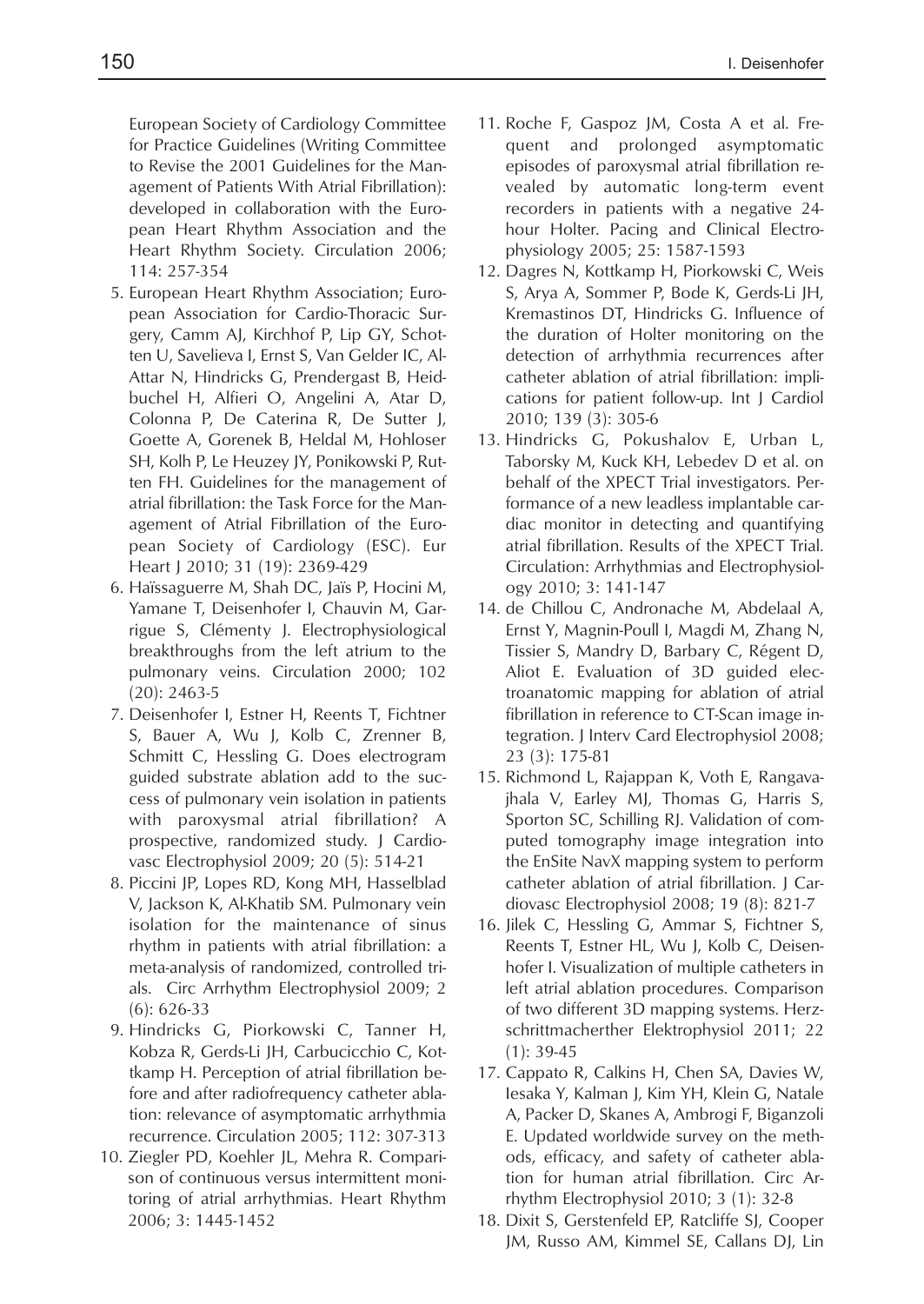European Society of Cardiology Committee for Practice Guidelines (Writing Committee to Revise the 2001 Guidelines for the Management of Patients With Atrial Fibrillation): developed in collaboration with the European Heart Rhythm Association and the Heart Rhythm Society. Circulation 2006; 114: 257-354

5. European Heart Rhythm Association; European Association for Cardio-Thoracic Surgery, Camm AJ, Kirchhof P, Lip GY, Schotten U, Savelieva I, Ernst S, Van Gelder IC, Al-Attar N, Hindricks G, Prendergast B, Heidbuchel H, Alfieri O, Angelini A, Atar D, Colonna P, De Caterina R, De Sutter J, Goette A, Gorenek B, Heldal M, Hohloser SH, Kolh P, Le Heuzey JY, Ponikowski P, Rutten FH. Guidelines for the management of atrial fibrillation: the Task Force for the Management of Atrial Fibrillation of the European Society of Cardiology (ESC). Eur Heart J 2010; 31 (19): 2369-429
6. Haïssaguerre M, Shah DC, Jaïs P, Hocini M, Yamane T, Deisenhofer I, Chauvin M, Garrigue S, Clémenty J. Electrophysiological breakthroughs from the left atrium to the pulmonary veins. Circulation 2000; 102 (20): 2463-5
7. Deisenhofer I, Estner H, Reents T, Fichtner S, Bauer A, Wu J, Kolb C, Zrenner B, Schmitt C, Hessling G. Does electrogram guided substrate ablation add to the success of pulmonary vein isolation in patients with paroxysmal atrial fibrillation? A prospective, randomized study. J Cardiovasc Electrophysiol 2009; 20 (5): 514-21
8. Piccini JP, Lopes RD, Kong MH, Hasselblad V, Jackson K, Al-Khatib SM. Pulmonary vein isolation for the maintenance of sinus rhythm in patients with atrial fibrillation: a meta-analysis of randomized, controlled trials. Circ Arrhythm Electrophysiol 2009; 2 (6): 626-33
9. Hindricks G, Piorkowski C, Tanner H, Kobza R, Gerds-Li JH, Carbucicchio C, Kottkamp H. Perception of atrial fibrillation before and after radiofrequency catheter ablation: relevance of asymptomatic arrhythmia recurrence. Circulation 2005; 112: 307-313
10. Ziegler PD, Koehler JL, Mehra R. Comparison of continuous versus intermittent monitoring of atrial arrhythmias. Heart Rhythm 2006; 3: 1445-1452
11. Roche F, Gaspoz JM, Costa A et al. Frequent and prolonged asymptomatic episodes of paroxysmal atrial fibrillation revealed by automatic long-term event recorders in patients with a negative 24-hour Holter. Pacing and Clinical Electrophysiology 2005; 25: 1587-1593
12. Dagres N, Kottkamp H, Piorkowski C, Weis S, Arya A, Sommer P, Bode K, Gerds-Li JH, Kremastinos DT, Hindricks G. Influence of the duration of Holter monitoring on the detection of arrhythmia recurrences after catheter ablation of atrial fibrillation: implications for patient follow-up. Int J Cardiol 2010; 139 (3): 305-6
13. Hindricks G, Pokushalov E, Urban L, Taborsky M, Kuck KH, Lebedev D et al. on behalf of the XPECT Trial investigators. Performance of a new leadless implantable cardiac monitor in detecting and quantifying atrial fibrillation. Results of the XPECT Trial. Circulation: Arrhythmias and Electrophysiology 2010; 3: 141-147
14. de Chillou C, Andronache M, Abdelaal A, Ernst Y, Magnin-Poull I, Magdi M, Zhang N, Tissier S, Mandry D, Barbary C, Régent D, Aliot E. Evaluation of 3D guided electroanatomic mapping for ablation of atrial fibrillation in reference to CT-Scan image integration. J Interv Card Electrophysiol 2008; 23 (3): 175-81
15. Richmond L, Rajappan K, Voth E, Rangavajhala V, Earley MJ, Thomas G, Harris S, Sporton SC, Schilling RJ. Validation of computed tomography image integration into the EnSite NavX mapping system to perform catheter ablation of atrial fibrillation. J Cardiovasc Electrophysiol 2008; 19 (8): 821-7
16. Jilek C, Hessling G, Ammar S, Fichtner S, Reents T, Estner HL, Wu J, Kolb C, Deisenhofer I. Visualization of multiple catheters in left atrial ablation procedures. Comparison of two different 3D mapping systems. Herzschrittmacherther Elektrophysiol 2011; 22 (1): 39-45
17. Cappato R, Calkins H, Chen SA, Davies W, Iesaka Y, Kalman J, Kim YH, Klein G, Natale A, Packer D, Skanes A, Ambrogi F, Biganzoli E. Updated worldwide survey on the methods, efficacy, and safety of catheter ablation for human atrial fibrillation. Circ Arrhythm Electrophysiol 2010; 3 (1): 32-8
18. Dixit S, Gerstenfeld EP, Ratcliffe SJ, Cooper JM, Russo AM, Kimmel SE, Callans DJ, Lin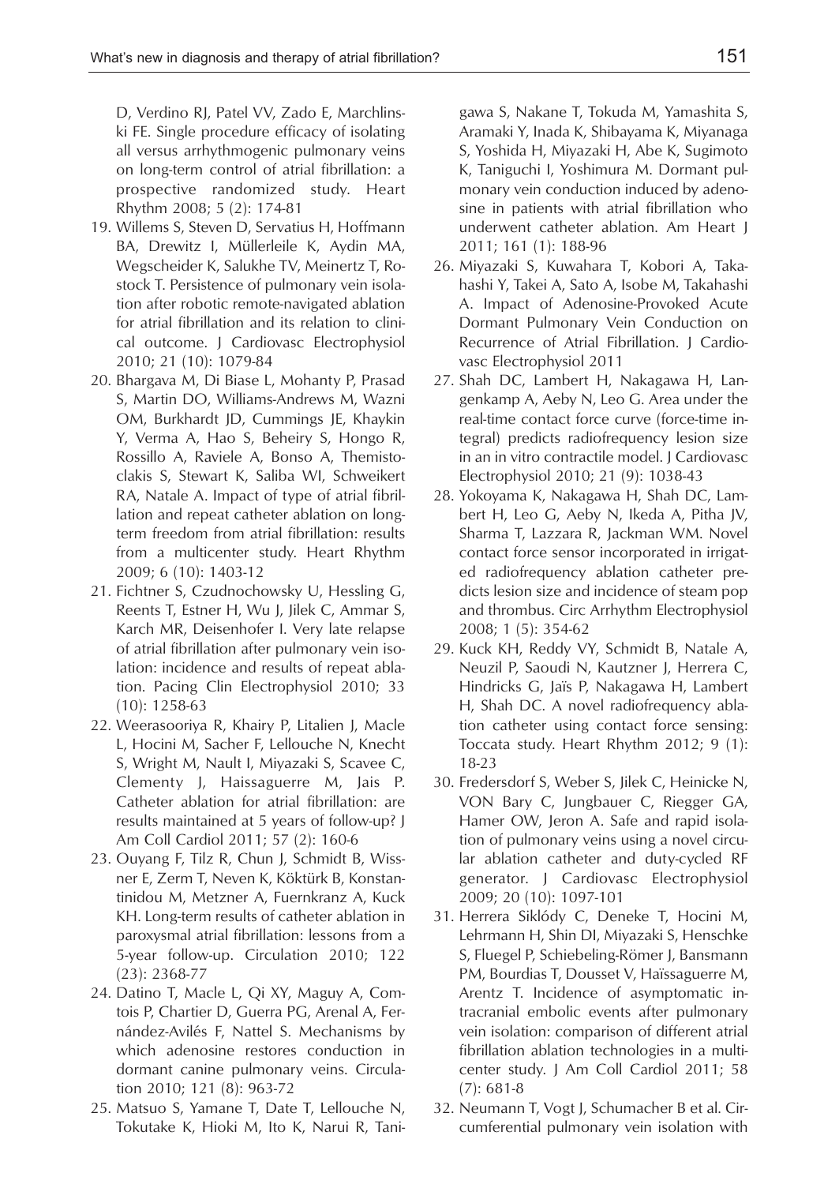D, Verdino RJ, Patel VV, Zado E, Marchlinski FE. Single procedure efficacy of isolating all versus arrhythmogenic pulmonary veins on long-term control of atrial fibrillation: a prospective randomized study. Heart Rhythm 2008; 5 (2): 174-81

19. Willems S, Steven D, Servatius H, Hoffmann BA, Drewitz I, Müllerleile K, Aydin MA, Wegscheider K, Salukhe TV, Meinertz T, Rostock T. Persistence of pulmonary vein isolation after robotic remote-navigated ablation for atrial fibrillation and its relation to clinical outcome. J Cardiovasc Electrophysiol 2010; 21 (10): 1079-84
20. Bhargava M, Di Biase L, Mohanty P, Prasad S, Martin DO, Williams-Andrews M, Wazni OM, Burkhardt JD, Cummings JE, Khaykin Y, Verma A, Hao S, Beheiry S, Hongo R, Rossillo A, Raviele A, Bonso A, Themistoclakis S, Stewart K, Saliba WI, Schweikert RA, Natale A. Impact of type of atrial fibrillation and repeat catheter ablation on long-term freedom from atrial fibrillation: results from a multicenter study. Heart Rhythm 2009; 6 (10): 1403-12
21. Fichtner S, Czudnochowsky U, Hessling G, Reents T, Estner H, Wu J, Jilek C, Ammar S, Karch MR, Deisenhofer I. Very late relapse of atrial fibrillation after pulmonary vein isolation: incidence and results of repeat ablation. Pacing Clin Electrophysiol 2010; 33 (10): 1258-63
22. Weerasooriya R, Khairy P, Litalien J, Macle L, Hocini M, Sacher F, Lellouche N, Knecht S, Wright M, Nault I, Miyazaki S, Scavee C, Clementy J, Haissaguerre M, Jais P. Catheter ablation for atrial fibrillation: are results maintained at 5 years of follow-up? J Am Coll Cardiol 2011; 57 (2): 160-6
23. Ouyang F, Tilz R, Chun J, Schmidt B, Wissner E, Zerm T, Neven K, Köktürk B, Konstantinidou M, Metzner A, Fuernkranz A, Kuck KH. Long-term results of catheter ablation in paroxysmal atrial fibrillation: lessons from a 5-year follow-up. Circulation 2010; 122 (23): 2368-77
24. Datino T, Macle L, Qi XY, Maguy A, Comtois P, Chartier D, Guerra PG, Arenal A, Fernández-Avilés F, Nattel S. Mechanisms by which adenosine restores conduction in dormant canine pulmonary veins. Circulation 2010; 121 (8): 963-72
25. Matsuo S, Yamane T, Date T, Lellouche N, Tokutake K, Hioki M, Ito K, Narui R, Tanigawa S, Nakane T, Tokuda M, Yamashita S, Aramaki Y, Inada K, Shibayama K, Miyanaga S, Yoshida H, Miyazaki H, Abe K, Sugimoto K, Taniguchi I, Yoshimura M. Dormant pulmonary vein conduction induced by adenosine in patients with atrial fibrillation who underwent catheter ablation. Am Heart J 2011; 161 (1): 188-96
26. Miyazaki S, Kuwahara T, Kobori A, Takahashi Y, Takei A, Sato A, Isobe M, Takahashi A. Impact of Adenosine-Provoked Acute Dormant Pulmonary Vein Conduction on Recurrence of Atrial Fibrillation. J Cardiovasc Electrophysiol 2011
27. Shah DC, Lambert H, Nakagawa H, Langenkamp A, Aeby N, Leo G. Area under the real-time contact force curve (force-time integral) predicts radiofrequency lesion size in an in vitro contractile model. J Cardiovasc Electrophysiol 2010; 21 (9): 1038-43
28. Yokoyama K, Nakagawa H, Shah DC, Lambert H, Leo G, Aeby N, Ikeda A, Pitha JV, Sharma T, Lazzara R, Jackman WM. Novel contact force sensor incorporated in irrigated radiofrequency ablation catheter predicts lesion size and incidence of steam pop and thrombus. Circ Arrhythm Electrophysiol 2008; 1 (5): 354-62
29. Kuck KH, Reddy VY, Schmidt B, Natale A, Neuzil P, Saoudi N, Kautzner J, Herrera C, Hindricks G, Jaïs P, Nakagawa H, Lambert H, Shah DC. A novel radiofrequency ablation catheter using contact force sensing: Toccata study. Heart Rhythm 2012; 9 (1): 18-23
30. Fredersdorf S, Weber S, Jilek C, Heinicke N, VON Bary C, Jungbauer C, Riegger GA, Hamer OW, Jeron A. Safe and rapid isolation of pulmonary veins using a novel circular ablation catheter and duty-cycled RF generator. J Cardiovasc Electrophysiol 2009; 20 (10): 1097-101
31. Herrera Siklódy C, Deneke T, Hocini M, Lehrmann H, Shin DI, Miyazaki S, Henschke S, Fluegel P, Schiebeling-Römer J, Bansmann PM, Bourdias T, Dousset V, Haïssaguerre M, Arentz T. Incidence of asymptomatic intracranial embolic events after pulmonary vein isolation: comparison of different atrial fibrillation ablation technologies in a multicenter study. J Am Coll Cardiol 2011; 58 (7): 681-8
32. Neumann T, Vogt J, Schumacher B et al. Circumferential pulmonary vein isolation with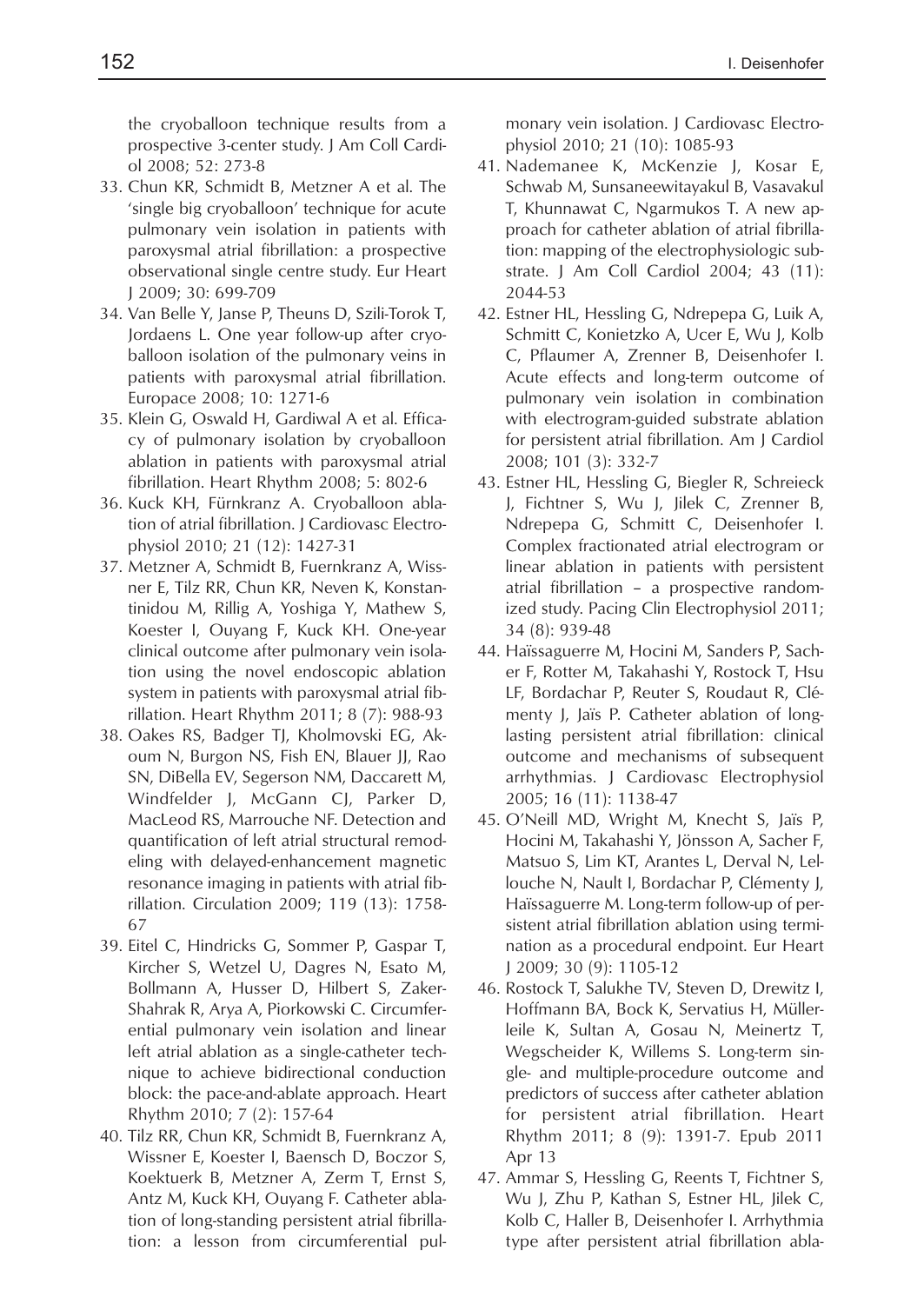the cryoballoon technique results from a prospective 3-center study. J Am Coll Cardiol 2008; 52: 273-8

33. Chun KR, Schmidt B, Metzner A et al. The 'single big cryoballoon' technique for acute pulmonary vein isolation in patients with paroxysmal atrial fibrillation: a prospective observational single centre study. Eur Heart J 2009; 30: 699-709
34. Van Belle Y, Janse P, Theuns D, Szili-Torok T, Jordaens L. One year follow-up after cryoballoon isolation of the pulmonary veins in patients with paroxysmal atrial fibrillation. Europace 2008; 10: 1271-6
35. Klein G, Oswald H, Gardiwal A et al. Efficacy of pulmonary isolation by cryoballoon ablation in patients with paroxysmal atrial fibrillation. Heart Rhythm 2008; 5: 802-6
36. Kuck KH, Fürnkranz A. Cryoballoon ablation of atrial fibrillation. J Cardiovasc Electrophysiol 2010; 21 (12): 1427-31
37. Metzner A, Schmidt B, Fuernkranz A, Wissner E, Tilz RR, Chun KR, Neven K, Konstantinidou M, Rillig A, Yoshiga Y, Mathew S, Koester I, Ouyang F, Kuck KH. One-year clinical outcome after pulmonary vein isolation using the novel endoscopic ablation system in patients with paroxysmal atrial fibrillation. Heart Rhythm 2011; 8 (7): 988-93
38. Oakes RS, Badger TJ, Kholmovski EG, Akoum N, Burgon NS, Fish EN, Blauer JJ, Rao SN, DiBella EV, Segerson NM, Daccarett M, Windfelder J, McGann CJ, Parker D, MacLeod RS, Marrouche NF. Detection and quantification of left atrial structural remodeling with delayed-enhancement magnetic resonance imaging in patients with atrial fibrillation. Circulation 2009; 119 (13): 1758-67
39. Eitel C, Hindricks G, Sommer P, Gaspar T, Kircher S, Wetzel U, Dagres N, Esato M, Bollmann A, Husser D, Hilbert S, Zaker-Shahrak R, Arya A, Piorkowski C. Circumferential pulmonary vein isolation and linear left atrial ablation as a single-catheter technique to achieve bidirectional conduction block: the pace-and-ablate approach. Heart Rhythm 2010; 7 (2): 157-64
40. Tilz RR, Chun KR, Schmidt B, Fuernkranz A, Wissner E, Koester I, Baensch D, Boczor S, Koektuerk B, Metzner A, Zerm T, Ernst S, Antz M, Kuck KH, Ouyang F. Catheter ablation of long-standing persistent atrial fibrillation: a lesson from circumferential pulmonary vein isolation. J Cardiovasc Electrophysiol 2010; 21 (10): 1085-93
41. Nademanee K, McKenzie J, Kosar E, Schwab M, Sunsaneewitayakul B, Vasavakul T, Khunnawat C, Ngarmukos T. A new approach for catheter ablation of atrial fibrillation: mapping of the electrophysiologic substrate. J Am Coll Cardiol 2004; 43 (11): 2044-53
42. Estner HL, Hessling G, Ndrepepa G, Luik A, Schmitt C, Konietzko A, Ucer E, Wu J, Kolb C, Pflaumer A, Zrenner B, Deisenhofer I. Acute effects and long-term outcome of pulmonary vein isolation in combination with electrogram-guided substrate ablation for persistent atrial fibrillation. Am J Cardiol 2008; 101 (3): 332-7
43. Estner HL, Hessling G, Biegler R, Schreieck J, Fichtner S, Wu J, Jilek C, Zrenner B, Ndrepepa G, Schmitt C, Deisenhofer I. Complex fractionated atrial electrogram or linear ablation in patients with persistent atrial fibrillation – a prospective randomized study. Pacing Clin Electrophysiol 2011; 34 (8): 939-48
44. Haïssaguerre M, Hocini M, Sanders P, Sacher F, Rotter M, Takahashi Y, Rostock T, Hsu LF, Bordachar P, Reuter S, Roudaut R, Clémenty J, Jaïs P. Catheter ablation of long-lasting persistent atrial fibrillation: clinical outcome and mechanisms of subsequent arrhythmias. J Cardiovasc Electrophysiol 2005; 16 (11): 1138-47
45. O'Neill MD, Wright M, Knecht S, Jaïs P, Hocini M, Takahashi Y, Jönsson A, Sacher F, Matsuo S, Lim KT, Arantes L, Derval N, Lellouche N, Nault I, Bordachar P, Clémenty J, Haïssaguerre M. Long-term follow-up of persistent atrial fibrillation ablation using termination as a procedural endpoint. Eur Heart J 2009; 30 (9): 1105-12
46. Rostock T, Salukhe TV, Steven D, Drewitz I, Hoffmann BA, Bock K, Servatius H, Müllerleile K, Sultan A, Gosau N, Meinertz T, Wegscheider K, Willems S. Long-term single- and multiple-procedure outcome and predictors of success after catheter ablation for persistent atrial fibrillation. Heart Rhythm 2011; 8 (9): 1391-7. Epub 2011 Apr 13
47. Ammar S, Hessling G, Reents T, Fichtner S, Wu J, Zhu P, Kathan S, Estner HL, Jilek C, Kolb C, Haller B, Deisenhofer I. Arrhythmia type after persistent atrial fibrillation abla-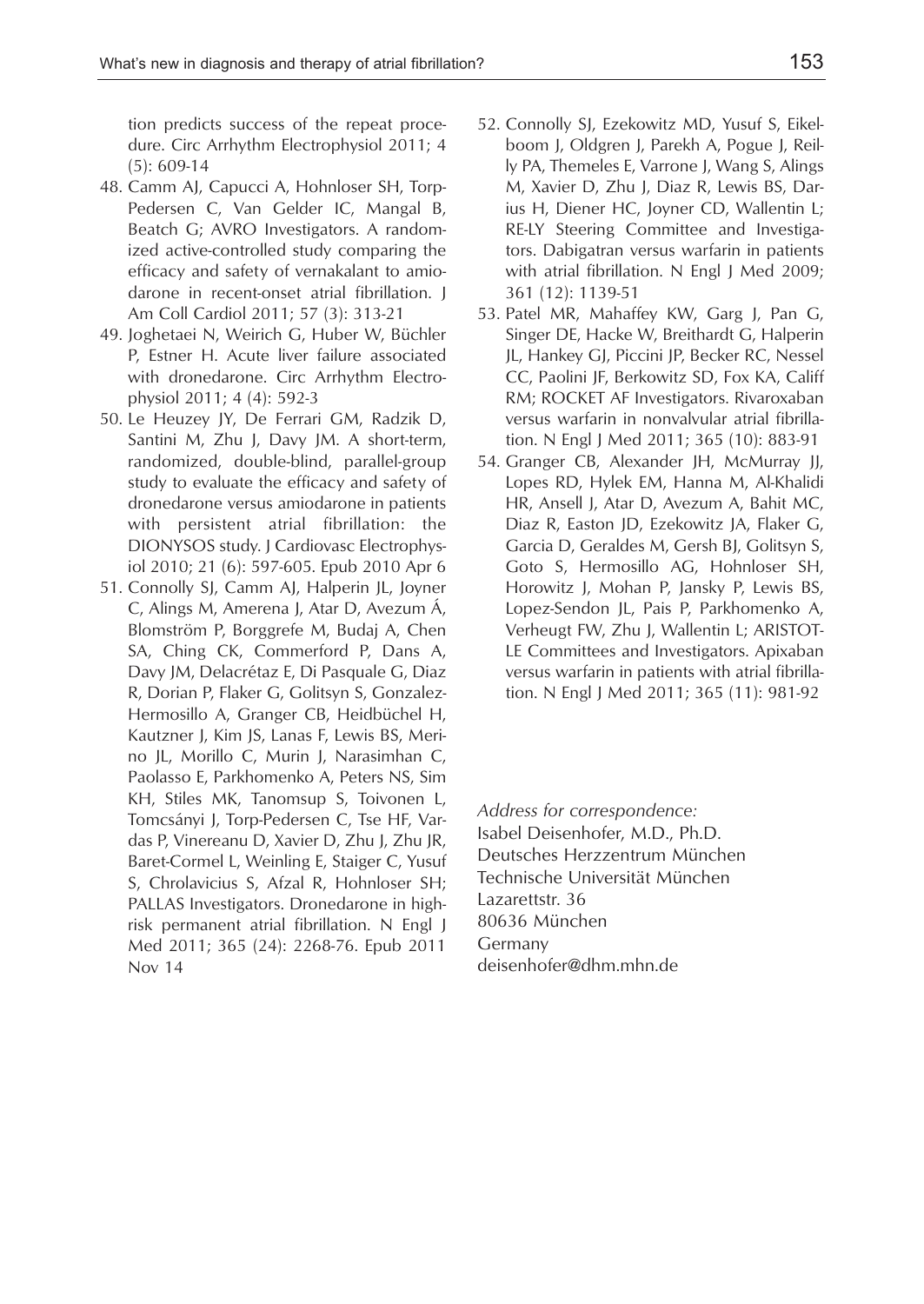tion predicts success of the repeat procedure. Circ Arrhythm Electrophysiol 2011; 4 (5): 609-14

48. Camm AJ, Capucci A, Hohnloser SH, Torp-Pedersen C, Van Gelder IC, Mangal B, Beatch G; AVRO Investigators. A randomized active-controlled study comparing the efficacy and safety of vernakalant to amiodarone in recent-onset atrial fibrillation. J Am Coll Cardiol 2011; 57 (3): 313-21
49. Joghetaei N, Weirich G, Huber W, Büchler P, Estner H. Acute liver failure associated with dronedarone. Circ Arrhythm Electrophysiol 2011; 4 (4): 592-3
50. Le Heuzey JY, De Ferrari GM, Radzik D, Santini M, Zhu J, Davy JM. A short-term, randomized, double-blind, parallel-group study to evaluate the efficacy and safety of dronedarone versus amiodarone in patients with persistent atrial fibrillation: the DIONYSOS study. J Cardiovasc Electrophysiol 2010; 21 (6): 597-605. Epub 2010 Apr 6
51. Connolly SJ, Camm AJ, Halperin JL, Joyner C, Alings M, Amerena J, Atar D, Avezum Á, Blomström P, Borggrefe M, Budaj A, Chen SA, Ching CK, Commerford P, Dans A, Davy JM, Delacrétaz E, Di Pasquale G, Diaz R, Dorian P, Flaker G, Golitsyn S, Gonzalez-Hermosillo A, Granger CB, Heidbüchel H, Kautzner J, Kim JS, Lanas F, Lewis BS, Merino JL, Morillo C, Murin J, Narasimhan C, Paolasso E, Parkhomenko A, Peters NS, Sim KH, Stiles MK, Tanomsup S, Toivonen L, Tomcsányi J, Torp-Pedersen C, Tse HF, Vardas P, Vinereanu D, Xavier D, Zhu J, Zhu JR, Baret-Cormel L, Weinling E, Staiger C, Yusuf S, Chrolavicius S, Afzal R, Hohnloser SH; PALLAS Investigators. Dronedarone in high-risk permanent atrial fibrillation. N Engl J Med 2011; 365 (24): 2268-76. Epub 2011 Nov 14
52. Connolly SJ, Ezekowitz MD, Yusuf S, Eikelboom J, Oldgren J, Parekh A, Pogue J, Reilly PA, Themeles E, Varrone J, Wang S, Alings M, Xavier D, Zhu J, Diaz R, Lewis BS, Darius H, Diener HC, Joyner CD, Wallentin L; RE-LY Steering Committee and Investigators. Dabigatran versus warfarin in patients with atrial fibrillation. N Engl J Med 2009; 361 (12): 1139-51
53. Patel MR, Mahaffey KW, Garg J, Pan G, Singer DE, Hacke W, Breithardt G, Halperin JL, Hankey GJ, Piccini JP, Becker RC, Nessel CC, Paolini JF, Berkowitz SD, Fox KA, Califf RM; ROCKET AF Investigators. Rivaroxaban versus warfarin in nonvalvular atrial fibrillation. N Engl J Med 2011; 365 (10): 883-91
54. Granger CB, Alexander JH, McMurray JJ, Lopes RD, Hylek EM, Hanna M, Al-Khalidi HR, Ansell J, Atar D, Avezum A, Bahit MC, Diaz R, Easton JD, Ezekowitz JA, Flaker G, Garcia D, Geraldes M, Gersh BJ, Golitsyn S, Goto S, Hermosillo AG, Hohnloser SH, Horowitz J, Mohan P, Jansky P, Lewis BS, Lopez-Sendon JL, Pais P, Parkhomenko A, Verheugt FW, Zhu J, Wallentin L; ARISTOTLE Committees and Investigators. Apixaban versus warfarin in patients with atrial fibrillation. N Engl J Med 2011; 365 (11): 981-92

*Address for correspondence:*
Isabel Deisenhofer, M.D., Ph.D.
Deutsches Herzzentrum München
Technische Universität München
Lazarettstr. 36
80636 München
Germany
deisenhofer@dhm.mhn.de